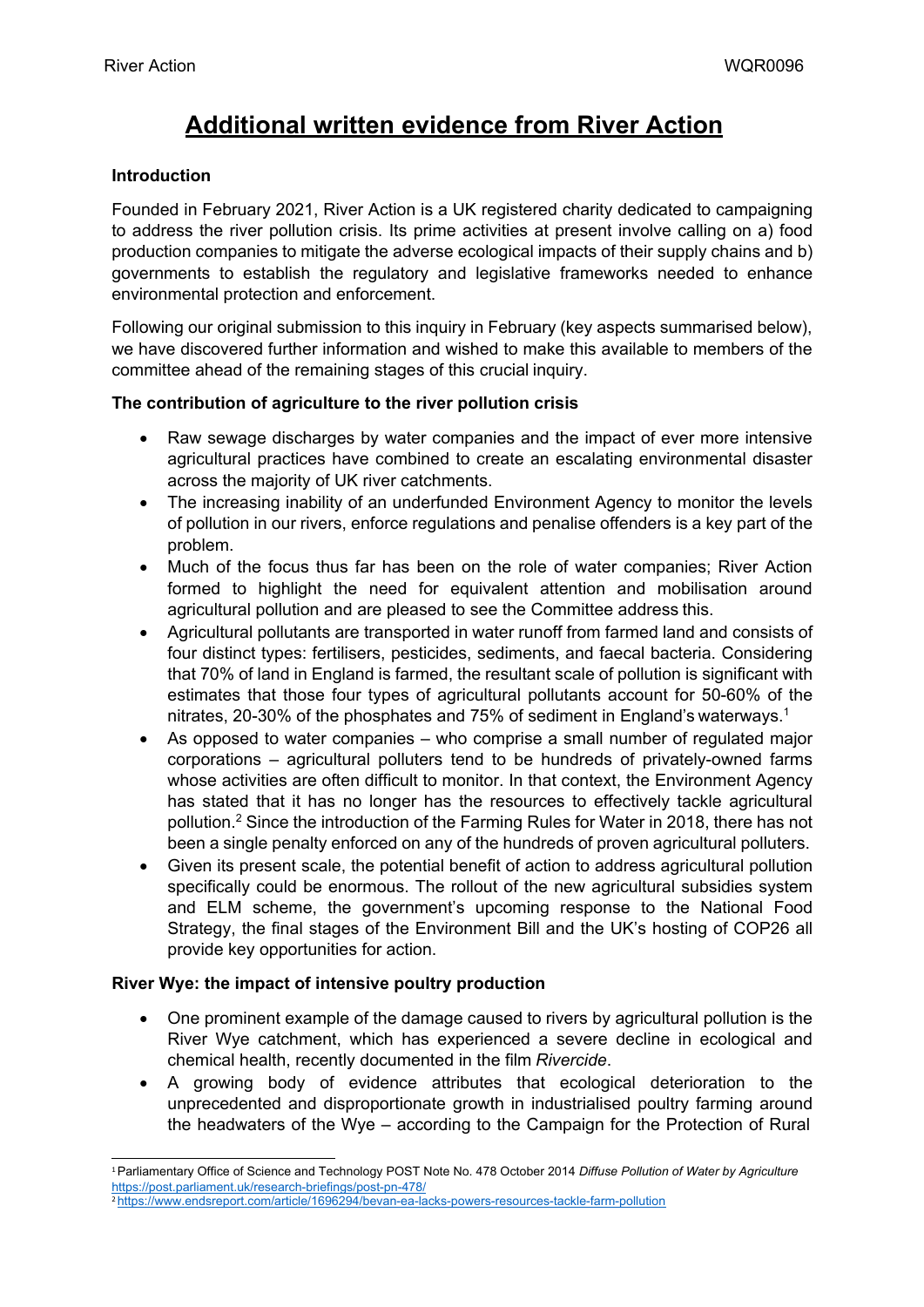# Additional written evidence from River Action

### Introduction

Founded in February 2021, River Action is a UK registered charity dedicated to campaigning to address the river pollution crisis. Its prime activities at present involve calling on a) food production companies to mitigate the adverse ecological impacts of their supply chains and b) governments to establish the regulatory and legislative frameworks needed to enhance environmental protection and enforcement.

Following our original submission to this inquiry in February (key aspects summarised below), we have discovered further information and wished to make this available to members of the committee ahead of the remaining stages of this crucial inquiry.

### The contribution of agriculture to the river pollution crisis

- Raw sewage discharges by water companies and the impact of ever more intensive agricultural practices have combined to create an escalating environmental disaster across the majority of UK river catchments.
- The increasing inability of an underfunded Environment Agency to monitor the levels of pollution in our rivers, enforce regulations and penalise offenders is a key part of the problem.
- Much of the focus thus far has been on the role of water companies; River Action formed to highlight the need for equivalent attention and mobilisation around agricultural pollution and are pleased to see the Committee address this.
- Agricultural pollutants are transported in water runoff from farmed land and consists of four distinct types: fertilisers, pesticides, sediments, and faecal bacteria. Considering that 70% of land in England is farmed, the resultant scale of pollution is significant with estimates that those four types of agricultural pollutants account for 50-60% of the nitrates, 20-30% of the phosphates and 75% of sediment in England's waterways.[1]
- As opposed to water companies – who comprise a small number of regulated major corporations – agricultural polluters tend to be hundreds of privately-owned farms whose activities are often difficult to monitor. In that context, the Environment Agency has stated that it has no longer has the resources to effectively tackle agricultural pollution.[2] Since the introduction of the Farming Rules for Water in 2018, there has not been a single penalty enforced on any of the hundreds of proven agricultural polluters.
- Given its present scale, the potential benefit of action to address agricultural pollution specifically could be enormous. The rollout of the new agricultural subsidies system and ELM scheme, the government's upcoming response to the National Food Strategy, the final stages of the Environment Bill and the UK's hosting of COP26 all provide key opportunities for action.

### River Wye: the impact of intensive poultry production

- One prominent example of the damage caused to rivers by agricultural pollution is the River Wye catchment, which has experienced a severe decline in ecological and chemical health, recently documented in the film *Rivercide*.
- A growing body of evidence attributes that ecological deterioration to the unprecedented and disproportionate growth in industrialised poultry farming around the headwaters of the Wye – according to the Campaign for the Protection of Rural

---

[1] Parliamentary Office of Science and Technology POST Note No. 478 October 2014 *Diffuse Pollution of Water by Agriculture* https://post.parliament.uk/research-briefings/post-pn-478/

[2] https://www.endsreport.com/article/1696294/bevan-ea-lacks-powers-resources-tackle-farm-pollution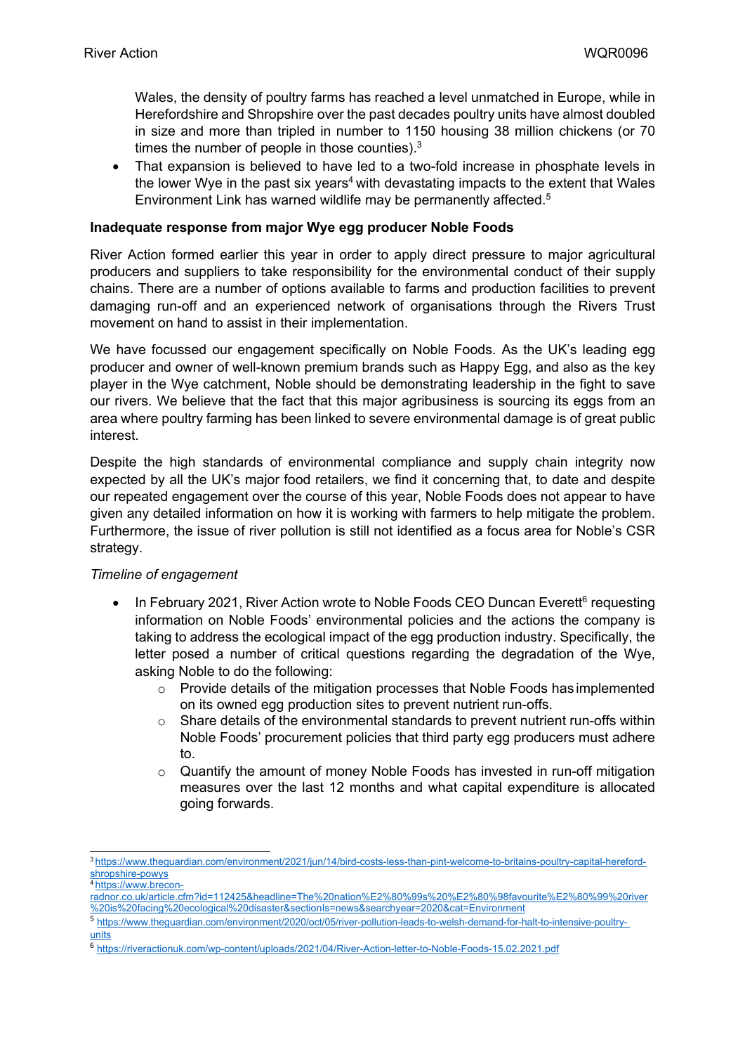Wales, the density of poultry farms has reached a level unmatched in Europe, while in Herefordshire and Shropshire over the past decades poultry units have almost doubled in size and more than tripled in number to 1150 housing 38 million chickens (or 70 times the number of people in those counties).[3]

- That expansion is believed to have led to a two-fold increase in phosphate levels in the lower Wye in the past six years[4] with devastating impacts to the extent that Wales Environment Link has warned wildlife may be permanently affected.[5]

**Inadequate response from major Wye egg producer Noble Foods**

River Action formed earlier this year in order to apply direct pressure to major agricultural producers and suppliers to take responsibility for the environmental conduct of their supply chains. There are a number of options available to farms and production facilities to prevent damaging run-off and an experienced network of organisations through the Rivers Trust movement on hand to assist in their implementation.

We have focussed our engagement specifically on Noble Foods. As the UK's leading egg producer and owner of well-known premium brands such as Happy Egg, and also as the key player in the Wye catchment, Noble should be demonstrating leadership in the fight to save our rivers. We believe that the fact that this major agribusiness is sourcing its eggs from an area where poultry farming has been linked to severe environmental damage is of great public interest.

Despite the high standards of environmental compliance and supply chain integrity now expected by all the UK's major food retailers, we find it concerning that, to date and despite our repeated engagement over the course of this year, Noble Foods does not appear to have given any detailed information on how it is working with farmers to help mitigate the problem. Furthermore, the issue of river pollution is still not identified as a focus area for Noble's CSR strategy.

*Timeline of engagement*

- In February 2021, River Action wrote to Noble Foods CEO Duncan Everett[6] requesting information on Noble Foods' environmental policies and the actions the company is taking to address the ecological impact of the egg production industry. Specifically, the letter posed a number of critical questions regarding the degradation of the Wye, asking Noble to do the following:
  - Provide details of the mitigation processes that Noble Foods has implemented on its owned egg production sites to prevent nutrient run-offs.
  - Share details of the environmental standards to prevent nutrient run-offs within Noble Foods' procurement policies that third party egg producers must adhere to.
  - Quantify the amount of money Noble Foods has invested in run-off mitigation measures over the last 12 months and what capital expenditure is allocated going forwards.

---

[3] https://www.theguardian.com/environment/2021/jun/14/bird-costs-less-than-pint-welcome-to-britains-poultry-capital-hereford-shropshire-powys

[4] https://www.brecon-radnor.co.uk/article.cfm?id=112425&headline=The%20nation%E2%80%99s%20%E2%80%98favourite%E2%80%99%20river%20is%20facing%20ecological%20disaster&sectionIs=news&searchyear=2020&cat=Environment

[5] https://www.theguardian.com/environment/2020/oct/05/river-pollution-leads-to-welsh-demand-for-halt-to-intensive-poultry-units

[6] https://riveractionuk.com/wp-content/uploads/2021/04/River-Action-letter-to-Noble-Foods-15.02.2021.pdf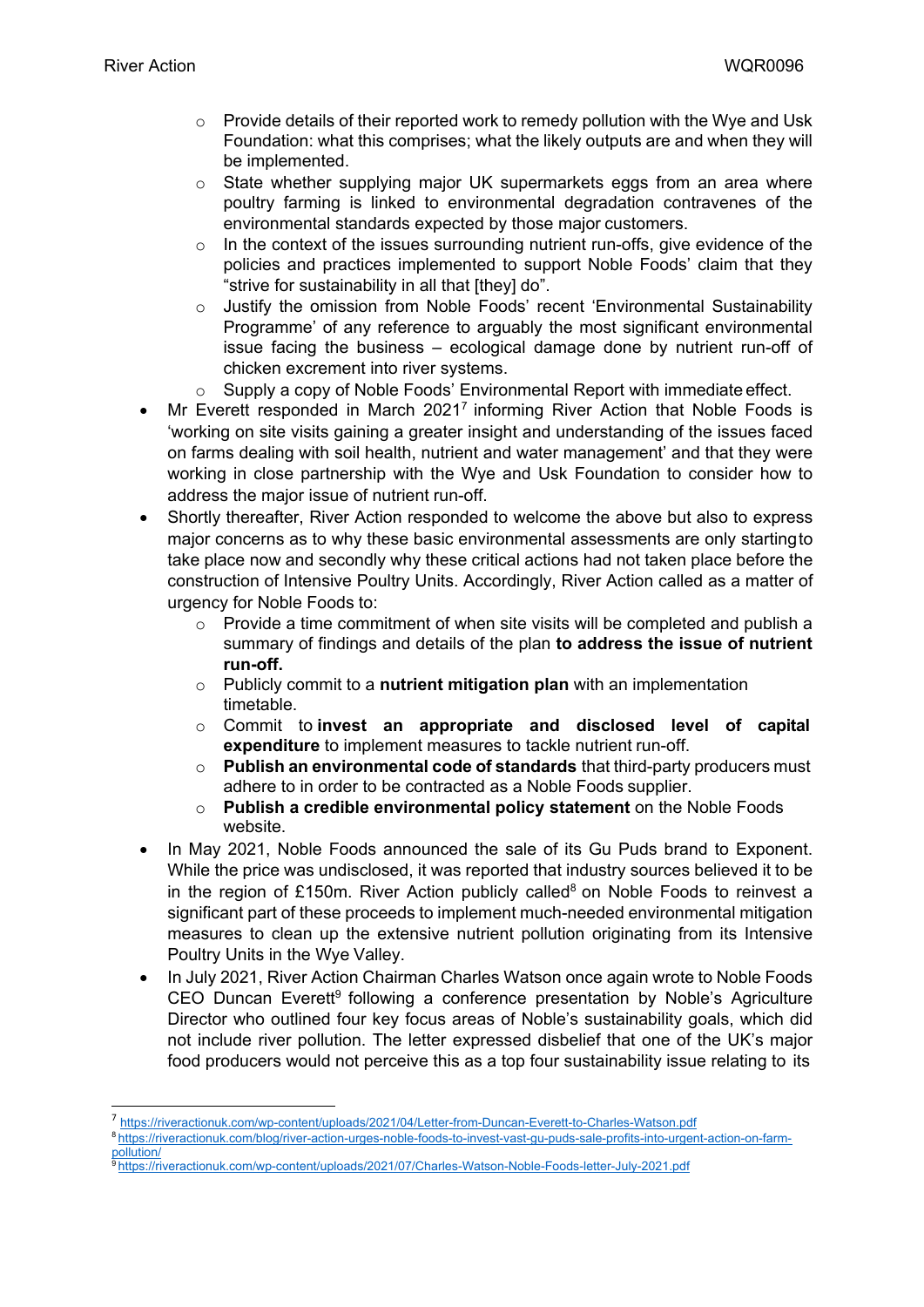- Provide details of their reported work to remedy pollution with the Wye and Usk Foundation: what this comprises; what the likely outputs are and when they will be implemented.
    - State whether supplying major UK supermarkets eggs from an area where poultry farming is linked to environmental degradation contravenes of the environmental standards expected by those major customers.
    - In the context of the issues surrounding nutrient run-offs, give evidence of the policies and practices implemented to support Noble Foods' claim that they "strive for sustainability in all that [they] do".
    - Justify the omission from Noble Foods' recent 'Environmental Sustainability Programme' of any reference to arguably the most significant environmental issue facing the business – ecological damage done by nutrient run-off of chicken excrement into river systems.
    - Supply a copy of Noble Foods' Environmental Report with immediate effect.
- Mr Everett responded in March 2021[7] informing River Action that Noble Foods is 'working on site visits gaining a greater insight and understanding of the issues faced on farms dealing with soil health, nutrient and water management' and that they were working in close partnership with the Wye and Usk Foundation to consider how to address the major issue of nutrient run-off.
- Shortly thereafter, River Action responded to welcome the above but also to express major concerns as to why these basic environmental assessments are only starting to take place now and secondly why these critical actions had not taken place before the construction of Intensive Poultry Units. Accordingly, River Action called as a matter of urgency for Noble Foods to:
    - Provide a time commitment of when site visits will be completed and publish a summary of findings and details of the plan **to address the issue of nutrient run-off.**
    - Publicly commit to a **nutrient mitigation plan** with an implementation timetable.
    - Commit to **invest an appropriate and disclosed level of capital expenditure** to implement measures to tackle nutrient run-off.
    - **Publish an environmental code of standards** that third-party producers must adhere to in order to be contracted as a Noble Foods supplier.
    - **Publish a credible environmental policy statement** on the Noble Foods website.
- In May 2021, Noble Foods announced the sale of its Gu Puds brand to Exponent. While the price was undisclosed, it was reported that industry sources believed it to be in the region of £150m. River Action publicly called[8] on Noble Foods to reinvest a significant part of these proceeds to implement much-needed environmental mitigation measures to clean up the extensive nutrient pollution originating from its Intensive Poultry Units in the Wye Valley.
- In July 2021, River Action Chairman Charles Watson once again wrote to Noble Foods CEO Duncan Everett[9] following a conference presentation by Noble's Agriculture Director who outlined four key focus areas of Noble's sustainability goals, which did not include river pollution. The letter expressed disbelief that one of the UK's major food producers would not perceive this as a top four sustainability issue relating to its

---

[7] https://riveractionuk.com/wp-content/uploads/2021/04/Letter-from-Duncan-Everett-to-Charles-Watson.pdf

[8] https://riveractionuk.com/blog/river-action-urges-noble-foods-to-invest-vast-gu-puds-sale-profits-into-urgent-action-on-farm-pollution/

[9] https://riveractionuk.com/wp-content/uploads/2021/07/Charles-Watson-Noble-Foods-letter-July-2021.pdf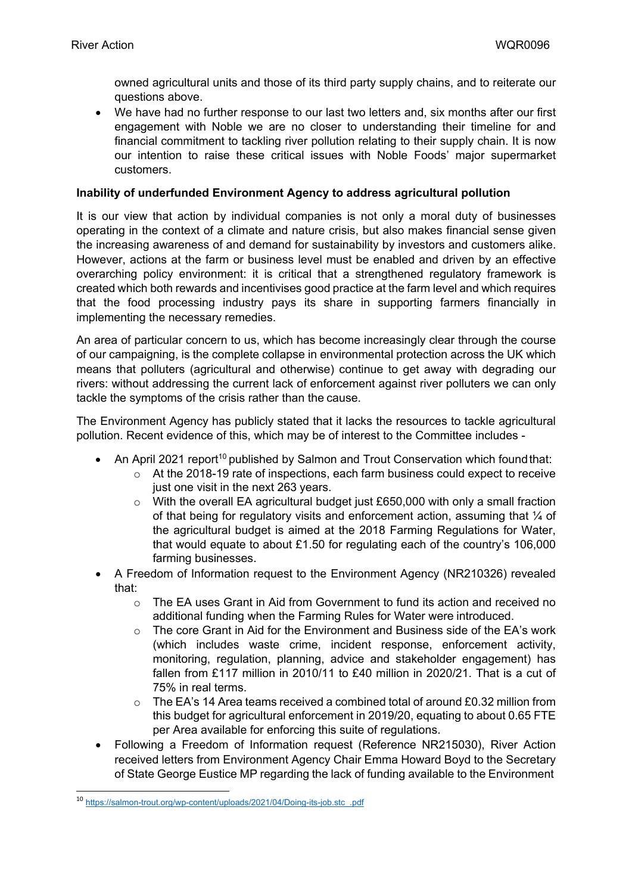owned agricultural units and those of its third party supply chains, and to reiterate our questions above.

- We have had no further response to our last two letters and, six months after our first engagement with Noble we are no closer to understanding their timeline for and financial commitment to tackling river pollution relating to their supply chain. It is now our intention to raise these critical issues with Noble Foods' major supermarket customers.

**Inability of underfunded Environment Agency to address agricultural pollution**

It is our view that action by individual companies is not only a moral duty of businesses operating in the context of a climate and nature crisis, but also makes financial sense given the increasing awareness of and demand for sustainability by investors and customers alike. However, actions at the farm or business level must be enabled and driven by an effective overarching policy environment: it is critical that a strengthened regulatory framework is created which both rewards and incentivises good practice at the farm level and which requires that the food processing industry pays its share in supporting farmers financially in implementing the necessary remedies.

An area of particular concern to us, which has become increasingly clear through the course of our campaigning, is the complete collapse in environmental protection across the UK which means that polluters (agricultural and otherwise) continue to get away with degrading our rivers: without addressing the current lack of enforcement against river polluters we can only tackle the symptoms of the crisis rather than the cause.

The Environment Agency has publicly stated that it lacks the resources to tackle agricultural pollution. Recent evidence of this, which may be of interest to the Committee includes -

- An April 2021 report[10] published by Salmon and Trout Conservation which found that:
  - At the 2018-19 rate of inspections, each farm business could expect to receive just one visit in the next 263 years.
  - With the overall EA agricultural budget just £650,000 with only a small fraction of that being for regulatory visits and enforcement action, assuming that ¼ of the agricultural budget is aimed at the 2018 Farming Regulations for Water, that would equate to about £1.50 for regulating each of the country's 106,000 farming businesses.
- A Freedom of Information request to the Environment Agency (NR210326) revealed that:
  - The EA uses Grant in Aid from Government to fund its action and received no additional funding when the Farming Rules for Water were introduced.
  - The core Grant in Aid for the Environment and Business side of the EA's work (which includes waste crime, incident response, enforcement activity, monitoring, regulation, planning, advice and stakeholder engagement) has fallen from £117 million in 2010/11 to £40 million in 2020/21. That is a cut of 75% in real terms.
  - The EA's 14 Area teams received a combined total of around £0.32 million from this budget for agricultural enforcement in 2019/20, equating to about 0.65 FTE per Area available for enforcing this suite of regulations.
- Following a Freedom of Information request (Reference NR215030), River Action received letters from Environment Agency Chair Emma Howard Boyd to the Secretary of State George Eustice MP regarding the lack of funding available to the Environment

[10] https://salmon-trout.org/wp-content/uploads/2021/04/Doing-its-job.stc_.pdf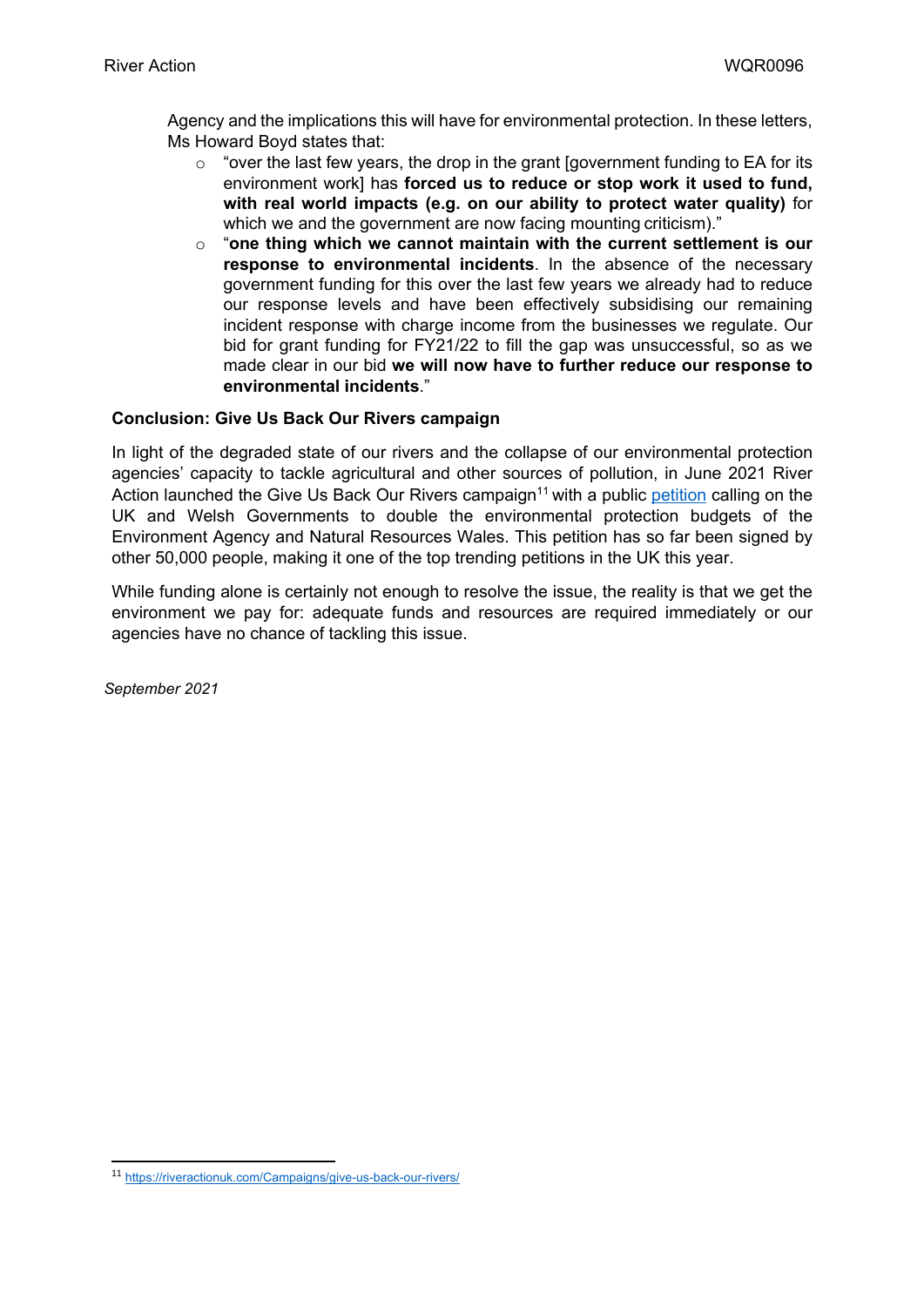Agency and the implications this will have for environmental protection. In these letters, Ms Howard Boyd states that:

- "over the last few years, the drop in the grant [government funding to EA for its environment work] has **forced us to reduce or stop work it used to fund, with real world impacts (e.g. on our ability to protect water quality)** for which we and the government are now facing mounting criticism)."
- "**one thing which we cannot maintain with the current settlement is our response to environmental incidents**. In the absence of the necessary government funding for this over the last few years we already had to reduce our response levels and have been effectively subsidising our remaining incident response with charge income from the businesses we regulate. Our bid for grant funding for FY21/22 to fill the gap was unsuccessful, so as we made clear in our bid **we will now have to further reduce our response to environmental incidents**."

**Conclusion: Give Us Back Our Rivers campaign**

In light of the degraded state of our rivers and the collapse of our environmental protection agencies' capacity to tackle agricultural and other sources of pollution, in June 2021 River Action launched the Give Us Back Our Rivers campaign[11] with a public petition calling on the UK and Welsh Governments to double the environmental protection budgets of the Environment Agency and Natural Resources Wales. This petition has so far been signed by other 50,000 people, making it one of the top trending petitions in the UK this year.

While funding alone is certainly not enough to resolve the issue, the reality is that we get the environment we pay for: adequate funds and resources are required immediately or our agencies have no chance of tackling this issue.

*September 2021*

---

[11] https://riveractionuk.com/Campaigns/give-us-back-our-rivers/